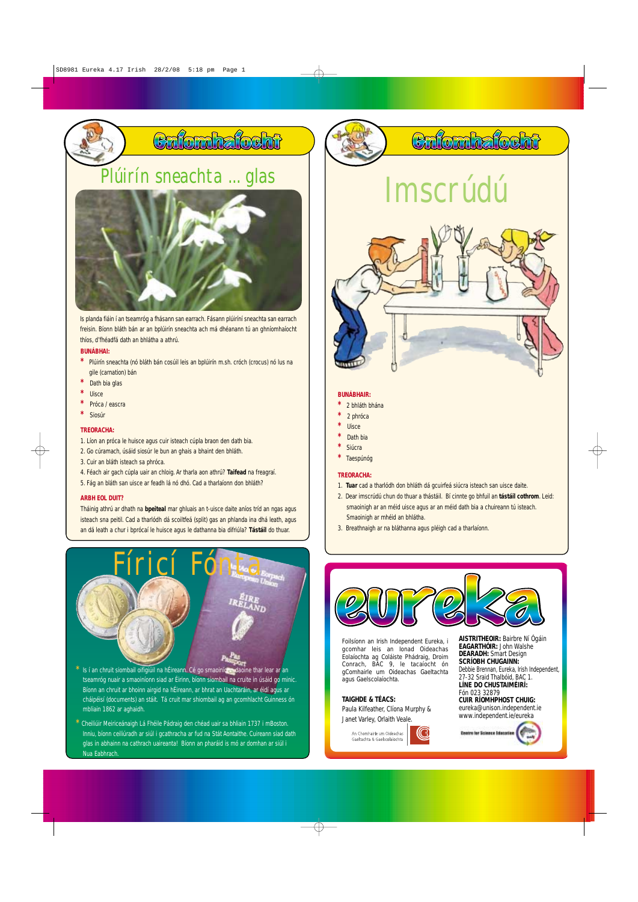## Gníomhaíocht

### Plúirín sneachta ... glas

Is planda fiáin í an tseamróg a fhásann san earrach. Fásann plúiríní sneachta san earrach freisin. Bíonn bláth bán ar an bplúirín sneachta ach má dhéanann tú an ghníomhaíocht thíos, d'fhéadfá dath an bhlátha a athrú.

**BUNÁBHAI:**

* Plúirín sneachta (nó bláth bán cosúil leis an bplúirín m.sh. cróch (crocus) nó lus na gile (carnation) bán
* Dath bia glas
* Uisce
* Próca / eascra
* Siosúr

**TREORACHA:**

1. Líon an próca le huisce agus cuir isteach cúpla braon den dath bia.
2. Go cúramach, úsáid siosúr le bun an ghais a bhaint den bhláth.
3. Cuir an bláth isteach sa phróca.
4. Féach air gach cúpla uair an chloig. Ar tharla aon athrú? **Taifead** na freagraí.
5. Fág an bláth san uisce ar feadh lá nó dhó. Cad a tharlaíonn don bhláth?

**ARBH EOL DUIT?**

Tháinig athrú ar dhath na **bpeiteal** mar ghluais an t-uisce daite aníos tríd an ngas agus isteach sna peitil. Cad a tharlódh dá scoiltfeá (split) gas an phlanda ina dhá leath, agus an dá leath a chur i bprócaí le huisce agus le dathanna bia difriúla? **Tástáil** do thuar.

## Gníomhaíocht

### Imscrúdú

**BUNÁBHAIR:**

* 2 bhláth bhána
* 2 phróca
* Uisce
* Dath bia
* Siúcra
* Taespúnóg

**TREORACHA:**

1. **Tuar** cad a tharlódh don bhláth dá gcuirfeá siúcra isteach san uisce daite.
2. Dear imscrúdú chun do thuar a thástáil. Bí cinnte go bhfuil an **tástáil chothrom**. Leid: smaoinigh ar an méid uisce agus ar an méid dath bia a chuireann tú isteach. Smaoinigh ar mhéid an bhlátha.
3. Breathnaigh ar na bláthanna agus pléigh cad a tharlaíonn.

## Fíricí Fónta

* Is í an chruit siombail oifigiúil na hÉireann. Cé go smaoiníonn daoine thar lear ar an tseamróg nuair a smaoiníonn siad ar Éirinn, bíonn siombail na cruite in úsáid go minic. Bíonn an chruit ar bhoinn airgid na hÉireann, ar bhrat an Uachtaráin, ar éidí agus ar cháipéisí (documents) an stáit. Tá cruit mar shiombail ag an gcomhlacht Guinness ón mbliain 1862 ar aghaidh.
* Cheiliúir Meiriceánaigh Lá Fhéile Pádraig den chéad uair sa bhliain 1737 i mBoston. Inniu, bíonn ceiliúradh ar siúl i gcathracha ar fud na Stát Aontaithe. Cuireann siad dath glas in abhainn na cathrach uaireanta! Bíonn an pharáid is mó ar domhan ar siúl i Nua Eabhrach.

## eureka

Foilsíonn an Irish Independent Eureka, i gcomhar leis an Ionad Oideachas Eolaíochta ag Coláiste Phádraig, Droim Conrach, BÁC 9, le tacaíocht ón gComhairle um Oideachas Gaeltachta agus Gaelscolaíochta.

**TAIGHDE & TÉACS:**
Paula Kilfeather, Clíona Murphy & Janet Varley, Orlaith Veale.

An Chomhairle um Oideachas Gaeltachta & Gaelscolaíochta

**AISTRITHEOIR:** Bairbre Ní Ógáin
**EAGARTHÓIR:** John Walshe
**DEARADH:** Smart Design
**SCRÍOBH CHUGAINN:**
Debbie Brennan, Eureka, Irish Independent, 27-32 Sraid Thalbóid, BÁC 1.
**LÍNE DO CHUSTAIMÉIRÍ:**
Fón 023 32879
**CUIR RÍOMHPHOST CHUIG:**
eureka@unison.independent.ie
www.independent.ie/eureka

Centre for Science Education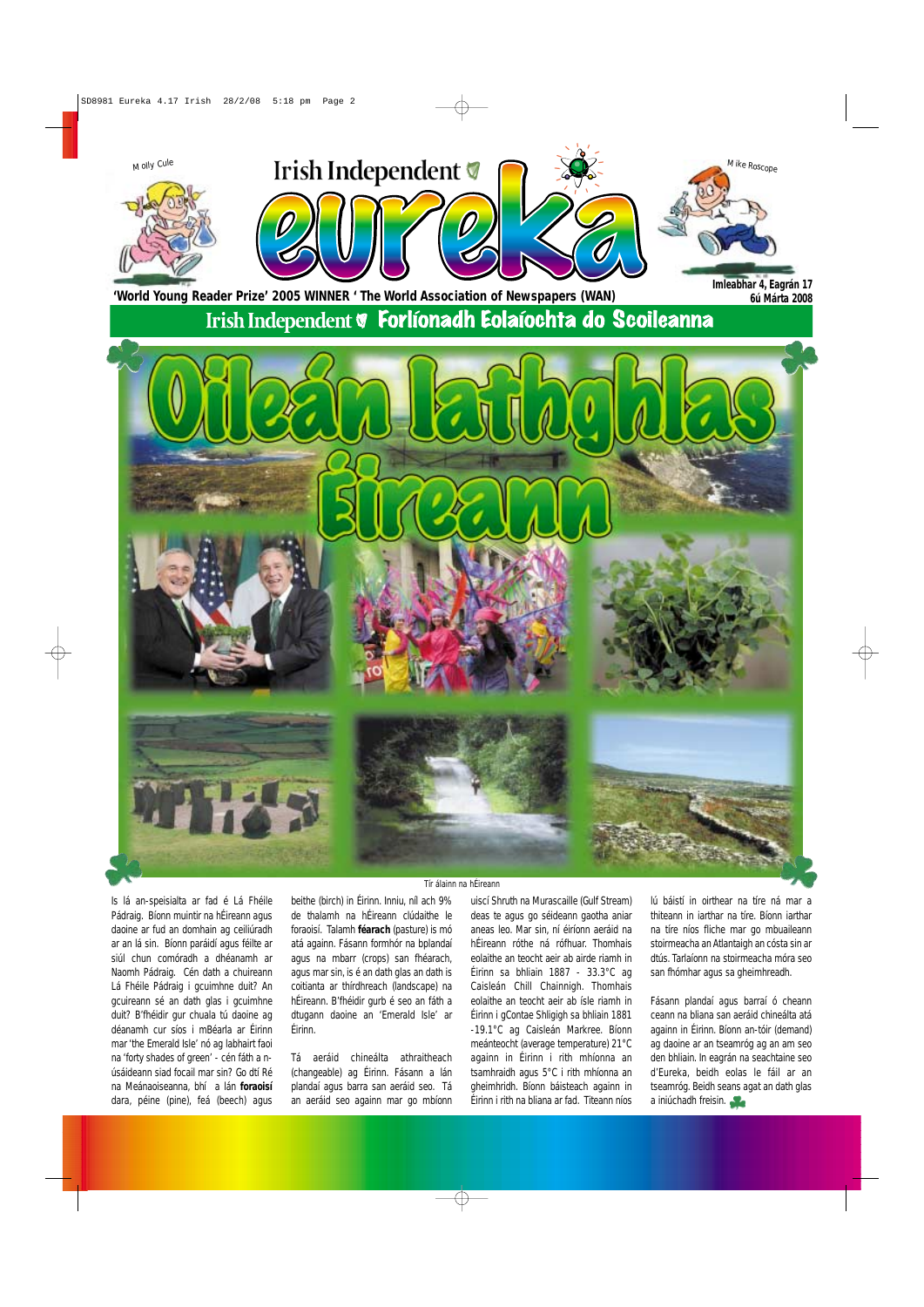Molly Cule

# Irish Independent eureka

Mike Roscope

**'World Young Reader Prize' 2005 WINNER ' The World Association of Newspapers (WAN)**

**Imleabhar 4, Eagrán 17**
**6ú Márta 2008**

## Irish Independent Forlíonadh Eolaíochta do Scoileanna

# Oileán Iathghlas Éireann

Tír álainn na hÉireann

Is lá an-speisialta ar fad é Lá Fhéile Pádraig. Bíonn muintir na hÉireann agus daoine ar fud an domhain ag ceiliúradh ar an lá sin. Bíonn paráidí agus fêilte ar siúl chun comóradh a dhéanamh ar Naomh Pádraig. Cén dath a chuireann Lá Fhéile Pádraig i gcuimhne duit? An gcuireann sé an dath glas i gcuimhne duit? B'fhéidir gur chuala tú daoine ag déanamh cur síos i mBéarla ar Éirinn mar 'the Emerald Isle' nó ag labhairt faoi na 'forty shades of green' - cén fáth a n-úsáideann siad focail mar sin? Go dtí Ré na Meánaoiseanna, bhí a lán **foraoisí** dara, péine (pine), feá (beech) agus beithe (birch) in Éirinn. Inniu, níl ach 9% de thalamh na hÉireann clúdaithe le foraoisí. Talamh **féarach** (pasture) is mó atá againn. Fásann formhór na bplandaí agus na mbarr (crops) san fhéarach, agus mar sin, is é an dath glas an dath is coitianta ar thírdhreach (landscape) na hÉireann. B'fhéidir gurb é seo an fáth a dtugann daoine an 'Emerald Isle' ar Éirinn.

Tá aeráid chineálta athraitheach (changeable) ag Éirinn. Fásann a lán plandaí agus barra san aeráid seo. Tá an aeráid seo againn mar go mbíonn uiscí Shruth na Murascaille (Gulf Stream) deas te agus go séideann gaotha aniar aneas leo. Mar sin, ní éiríonn aeráid na hÉireann róthe ná rófhuar. Thomhais eolaithe an teocht aeir ab airde riamh in Éirinn sa bhliain 1887 - 33.3°C ag Caisleán Chill Chainnigh. Thomhais eolaithe an teocht aeir ab ísle riamh in Éirinn i gContae Shligigh sa bhliain 1881 -19.1°C ag Caisleán Markree. Bíonn meánteocht (average temperature) 21°C againn in Éirinn i rith mhíonna an tsamhraidh agus 5°C i rith mhíonna an gheimhridh. Bíonn báisteach againn in Éirinn i rith na bliana ar fad. Titeann níos lú báistí in oirthear na tíre ná mar a thiteann in iarthar na tíre. Bíonn iarthar na tíre níos fliche mar go mbuaileann stoirmeacha an Atlantaigh an cósta sin ar dtús. Tarlaíonn na stoirmeacha móra seo san fhómhar agus sa gheimhreadh.

Fásann plandaí agus barraí ó cheann ceann na bliana san aeráid chineálta atá againn in Éirinn. Bíonn an-tóir (demand) ag daoine ar an tseamróg ag an am seo den bhliain. In eagrán na seachtaine seo d'Eureka, beidh eolas le fáil ar an tseamróg. Beidh seans agat an dath glas a iniúchadh freisin.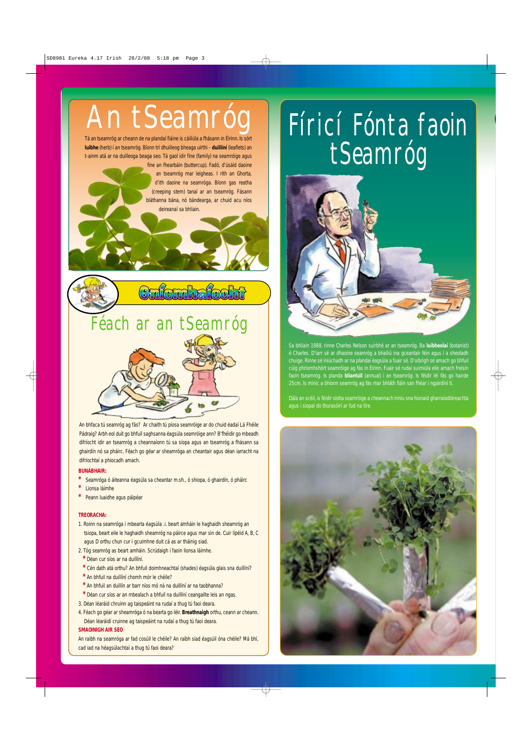# An tSeamróg

Tá an tseamróg ar cheann de na plandaí fiáine is cáiliúla a fhásann in Éirinn. Is sórt **luibhe** (herb) í an tseamróg. Bíonn trí dhuilleog bheaga uirthi - **duillíní** (leaflets) an t-ainm atá ar na duilleoga beaga seo. Tá gaol idir fine (family) na seamróige agus fine an fhearbáin (buttercup). Fadó, d'úsáid daoine an tseamróg mar leigheas. I rith an Ghorta, d'ith daoine na seamróga. Bíonn gas reatha (creeping stem) tanaí ar an tseamróg. Fásann bláthanna bána, nó bándearga, ar chuid acu níos deireanaí sa bhliain.

## Gníomhaíocht

### Féach ar an tSeamróg

An bhfaca tú seamróg ag fás? Ar chaith tú píosa seamróige ar do chuid éadaí Lá Fhéile Pádraig? Arbh eol duit go bhfuil saghsanna éagsúla seamróige ann? B'fhéidir go mbeadh difríocht idir an tseamróg a cheannaíonn tú sa siopa agus an tseamróg a fhásann sa ghairdín nó sa pháirc. Féach go géar ar sheamróga an cheantair agus déan iarracht na difríochtaí a phiocadh amach.

**BUNÁBHAIR:**

* Seamróga ó áiteanna éagsúla sa cheantar m.sh., ó shiopa, ó ghairdín, ó pháirc
* Lionsa láimhe
* Peann luaidhe agus páipéar

**TREORACHA:**

1. Roinn na seamróga i mbearta éagsúla .i. beart amháin le haghaidh sheamróg an tsiopa, beart eile le haghaidh sheamróg na páirce agus mar sin de. Cuir lipéid A, B, C agus D orthu chun cur i gcuimhne duit cá as ar tháinig siad.
2. Tóg seamróg as beart amháin. Scrúdaigh í faoin lionsa láimhe.
   * Déan cur síos ar na duillíní.
   * Cén dath atá orthu? An bhfuil doimhneachtaí (shades) éagsúla glais sna duillíní?
   * An bhfuil na duillíní chomh mór le chéile?
   * An bhfuil an duillín ar barr níos mó ná na duillíní ar na taobhanna?
   * Déan cur síos ar an mbealach a bhfuil na duillíní ceangailte leis an ngas.
3. Déan léaráid chruinn ag taispeáint na rudaí a thug tú faoi deara.
4. Féach go géar ar sheamróga ó na bearta go léir. **Breathnaigh** orthu, ceann ar cheann. Déan léaráidí cruinne ag taispeáint na rudaí a thug tú faoi deara.

**SMAOINIGH AIR SEO**

An raibh na seamróga ar fad cosúil le chéile? An raibh siad éagsúil óna chéile? Má bhí, cad iad na héagsúlachtaí a thug tú faoi deara?

# Fíricí Fónta faoin tSeamróg

Sa bhliain 1988, rinne Charles Nelson suirbhé ar an tseamróg. Ba **luibheolaí** (botanist) é Charles. D'iarr sé ar dhaoine seamróg a bhailiú ina gceantair féin agus í a sheoladh chuige. Rinne sé iniúchadh ar na plandaí éagsúla a fuair sé. D'oibrigh sé amach go bhfuil cúig phríomhshórt seamróige ag fás in Éirinn. Fuair sé rudaí suimiúla eile amach freisin faoin tseamróg. Is planda **bliantúil** (annual) í an tseamróg. Is féidir léi fás go hairde 25cm. Is minic a bhíonn seamróg ag fás mar bhláth fiáin san fhéar i ngairdíní tí.

Dála an scéil, is féidir síolta seamróige a cheannach inniu sna hionaid gharraíodóireachta agus i siopaí do thurasóirí ar fud na tíre.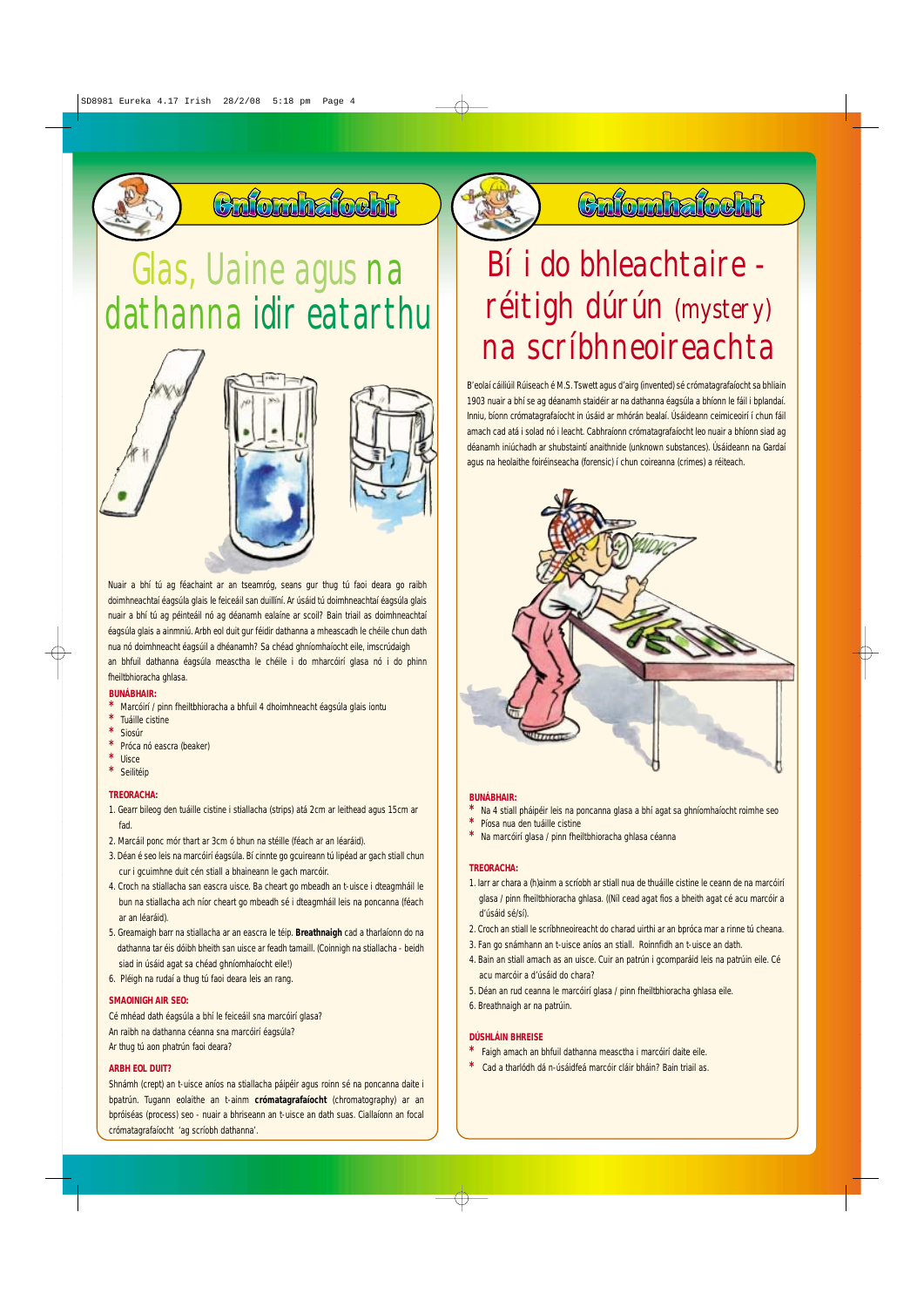## Gníomhaíocht

# Glas, Uaine agus na dathanna idir eatarthu

Nuair a bhí tú ag féachaint ar an tseamróg, seans gur thug tú faoi deara go raibh doimhneachtaí éagsúla glais le feiceáil san duilliní. Ar úsáid tú doimhneachtaí éagsúla glais nuair a bhí tú ag péinteáil nó ag déanamh ealaíne ar scoil? Bain triail as doimhneachtaí éagsúla glais a ainmniú. Arbh eol duit gur féidir dathanna a mheascadh le chéile chun dath nua nó doimhneacht éagsúil a dhéanamh? Sa chéad ghníomhaíocht eile, imscrúdaigh an bhfuil dathanna éagsúla measctha le chéile i do mharcóirí glasa nó i do phinn fheiltbhioracha ghlasa.

**BUNÁBHAIR:**

* Marcóirí / pinn fheiltbhioracha a bhfuil 4 dhoimhneacht éagsúla glais iontu
* Tuáille cistine
* Siosúr
* Próca nó eascra (beaker)
* Uisce
* Seilitéip

**TREORACHA:**

1. Gearr bileog den tuáille cistine i stiallacha (strips) atá 2cm ar leithead agus 15cm ar fad.
2. Marcáil ponc mór thart ar 3cm ó bhun na stéille (féach ar an léaráid).
3. Déan é seo leis na marcóirí éagsúla. Bí cinnte go gcuireann tú lipéad ar gach stiall chun cur i gcuimhne duit cén stiall a bhaineann le gach marcóir.
4. Croch na stiallacha san eascra uisce. Ba cheart go mbeadh an t-uisce i dteagmháil le bun na stiallacha ach níor cheart go mbeadh sé i dteagmháil leis na poncanna (féach ar an léaráid).
5. Greamaigh barr na stiallacha ar an eascra le téip. **Breathnaigh** cad a tharlaíonn do na dathanna tar éis dóibh bheith san uisce ar feadh tamaill. (Coinnigh na stiallacha - beidh siad in úsáid agat sa chéad ghníomhaíocht eile!)
6. Pléigh na rudaí a thug tú faoi deara leis an rang.

**SMAOINIGH AIR SEO:**

Cé mhéad dath éagsúla a bhí le feiceáil sna marcóirí glasa?
An raibh na dathanna céanna sna marcóirí éagsúla?
Ar thug tú aon phatrún faoi deara?

**ARBH EOL DUIT?**

Shnámh (crept) an t-uisce aníos na stiallacha páipéir agus roinn sé na poncanna daite i bpatrún. Tugann eolaithe an t-ainm **crómatagrafaíocht** (chromatography) ar an bpróiséas (process) seo - nuair a bhriseann an t-uisce an dath suas. Ciallaíonn an focal crómatagrafaíocht 'ag scríobh dathanna'.

## Gníomhaíocht

# Bí i do bhleachtaire - réitigh dúrún (mystery) na scríbhneoireachta

B'eolaí cáiliúil Rúiseach é M.S. Tswett agus d'airg (invented) sé crómatagrafaíocht sa bhliain 1903 nuair a bhí sé ag déanamh staidéir ar na dathanna éagsúla a bhíonn le fáil i bplandaí. Inniu, bíonn crómatagrafaíocht in úsáid ar mhórán bealaí. Úsáideann ceimiceoirí í chun fáil amach cad atá i solad nó i leacht. Cabhraíonn crómatagrafaíocht leo nuair a bhíonn siad ag déanamh iniúchadh ar shubstaintí anaithnide (unknown substances). Úsáideann na Gardaí agus na heolaithe foiréinseacha (forensic) í chun coireanna (crimes) a réiteach.

**BUNÁBHAIR:**

* Na 4 stiall pháipéir leis na poncanna glasa a bhí agat sa ghníomhaíocht roimhe seo
* Píosa nua den tuáille cistine
* Na marcóirí glasa / pinn fheiltbhioracha ghlasa céanna

**TREORACHA:**

1. Iarr ar chara a (h)ainm a scríobh ar stiall nua de thuáille cistine le ceann de na marcóirí glasa / pinn fheiltbhioracha ghlasa. ((Níl cead agat fios a bheith agat cé acu marcóir a d'úsáid sé/sí).
2. Croch an stiall le scríbhneoireacht do charad uirthi ar an bpróca mar a rinne tú cheana.
3. Fan go snámhann an t-uisce aníos an stiall. Roinnfidh an t-uisce an dath.
4. Bain an stiall amach as an uisce. Cuir an patrún i gcomparáid leis na patrúin eile. Cé acu marcóir a d'úsáid do chara?
5. Déan an rud ceanna le marcóirí glasa / pinn fheiltbhioracha ghlasa eile.
6. Breathnaigh ar na patrúin.

**DÚSHLÁIN BHREISE**

* Faigh amach an bhfuil dathanna measctha i marcóirí daite eile.
* Cad a tharlódh dá n-úsáidfeá marcóir cláir bháin? Bain triail as.